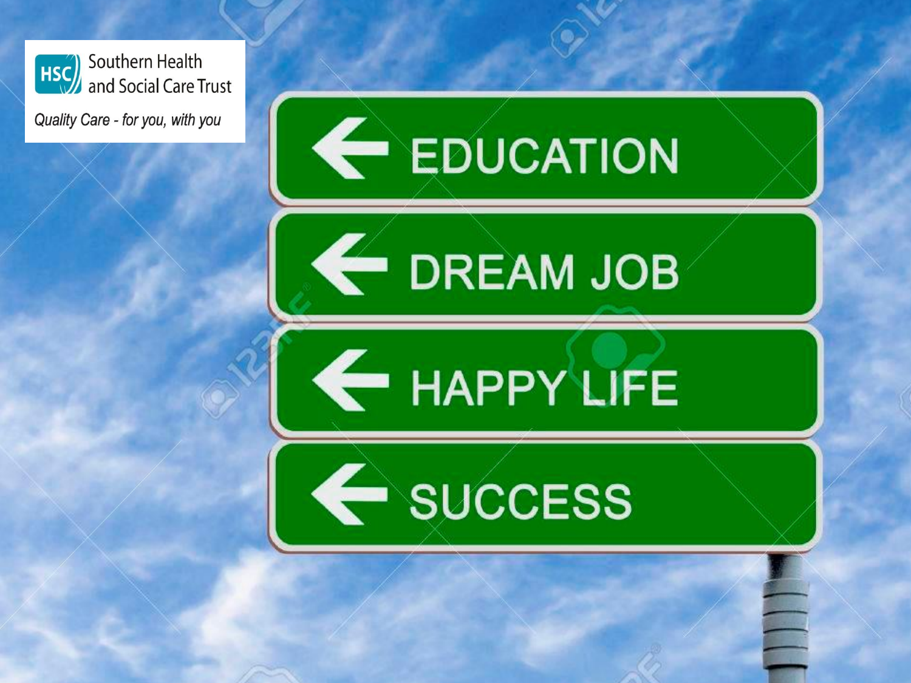Southern Health and Social Care Trust

*Quality Care - for you, with you*

EDUCATION

DREAM JOB

HAPPY LIFE

SUCCESS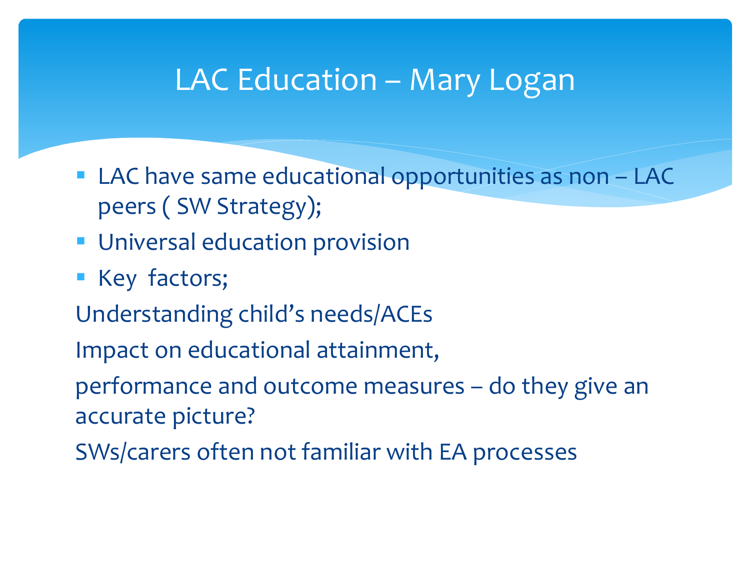# LAC Education – Mary Logan

- LAC have same educational opportunities as non – LAC peers ( SW Strategy);
- Universal education provision
- Key factors;

Understanding child's needs/ACEs

Impact on educational attainment,

performance and outcome measures – do they give an accurate picture?

SWs/carers often not familiar with EA processes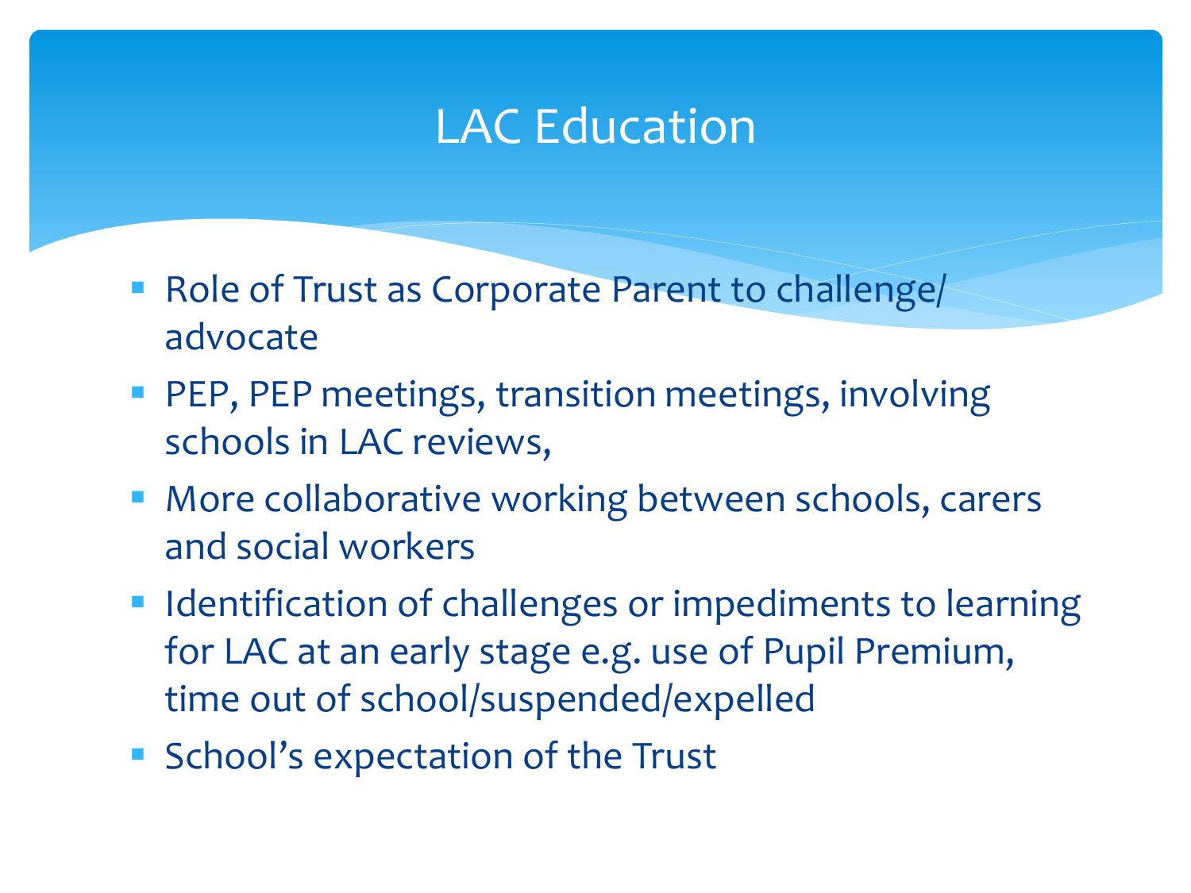# LAC Education

- Role of Trust as Corporate Parent to challenge/ advocate
- PEP, PEP meetings, transition meetings, involving schools in LAC reviews,
- More collaborative working between schools, carers and social workers
- Identification of challenges or impediments to learning for LAC at an early stage e.g. use of Pupil Premium, time out of school/suspended/expelled
- School's expectation of the Trust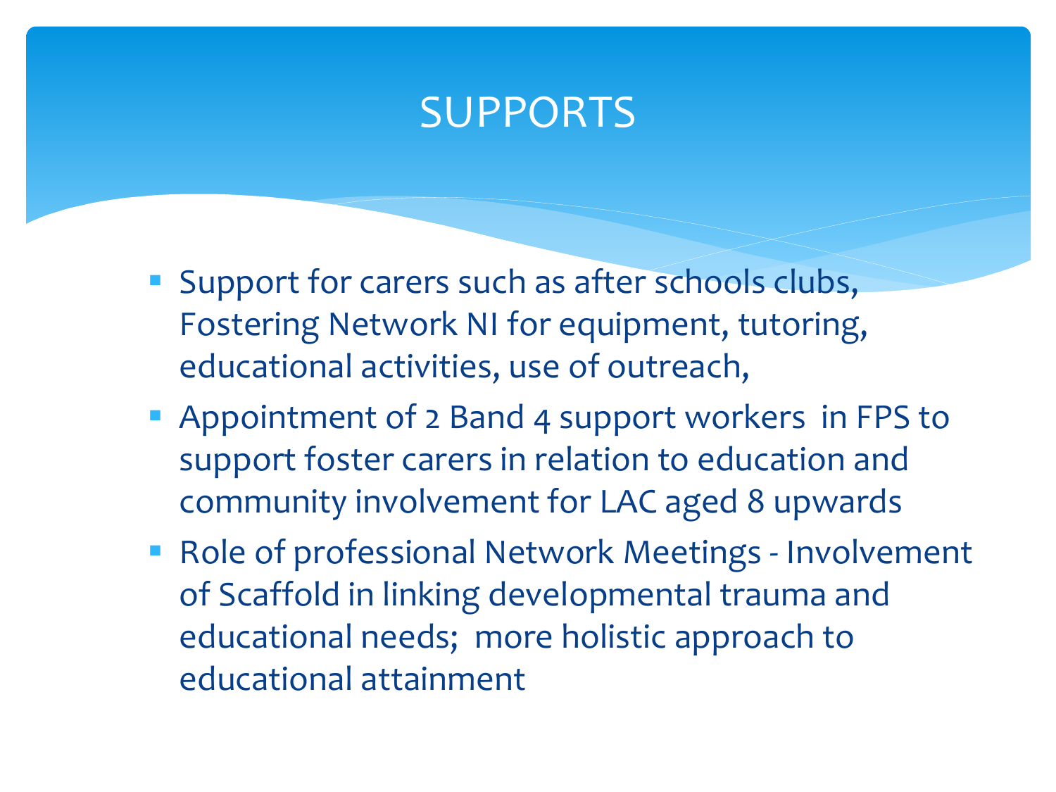# SUPPORTS

- Support for carers such as after schools clubs, Fostering Network NI for equipment, tutoring, educational activities, use of outreach,
- Appointment of 2 Band 4 support workers in FPS to support foster carers in relation to education and community involvement for LAC aged 8 upwards
- Role of professional Network Meetings - Involvement of Scaffold in linking developmental trauma and educational needs; more holistic approach to educational attainment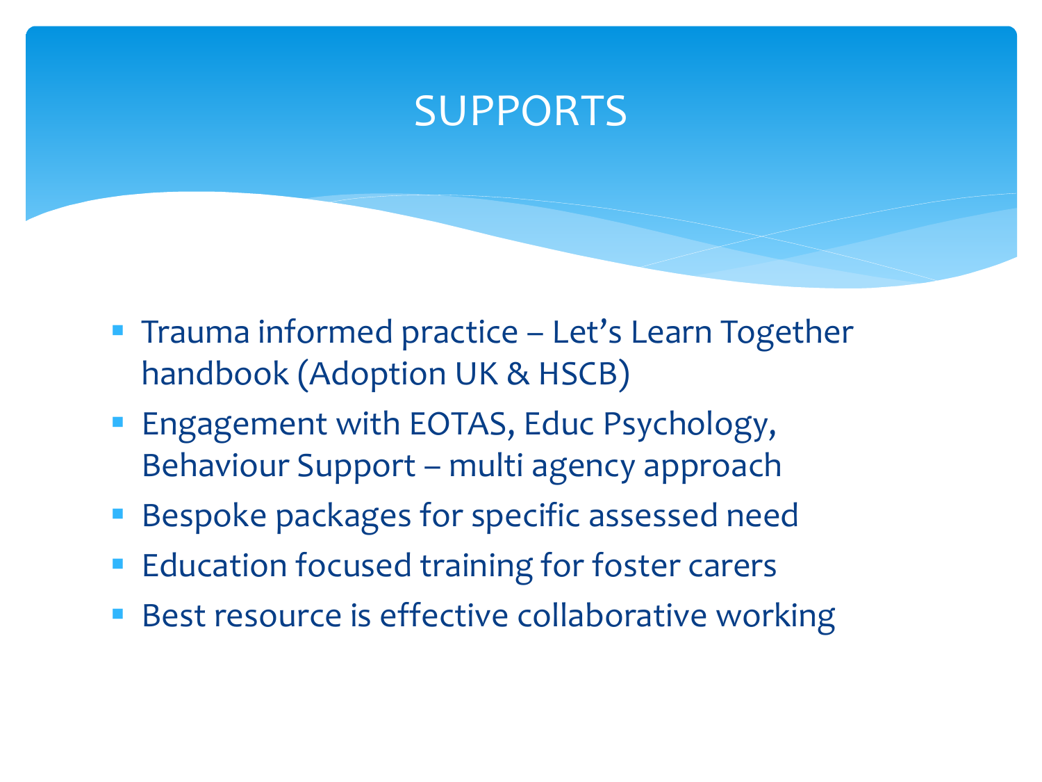# SUPPORTS

- Trauma informed practice – Let's Learn Together handbook (Adoption UK & HSCB)
- Engagement with EOTAS, Educ Psychology, Behaviour Support – multi agency approach
- Bespoke packages for specific assessed need
- Education focused training for foster carers
- Best resource is effective collaborative working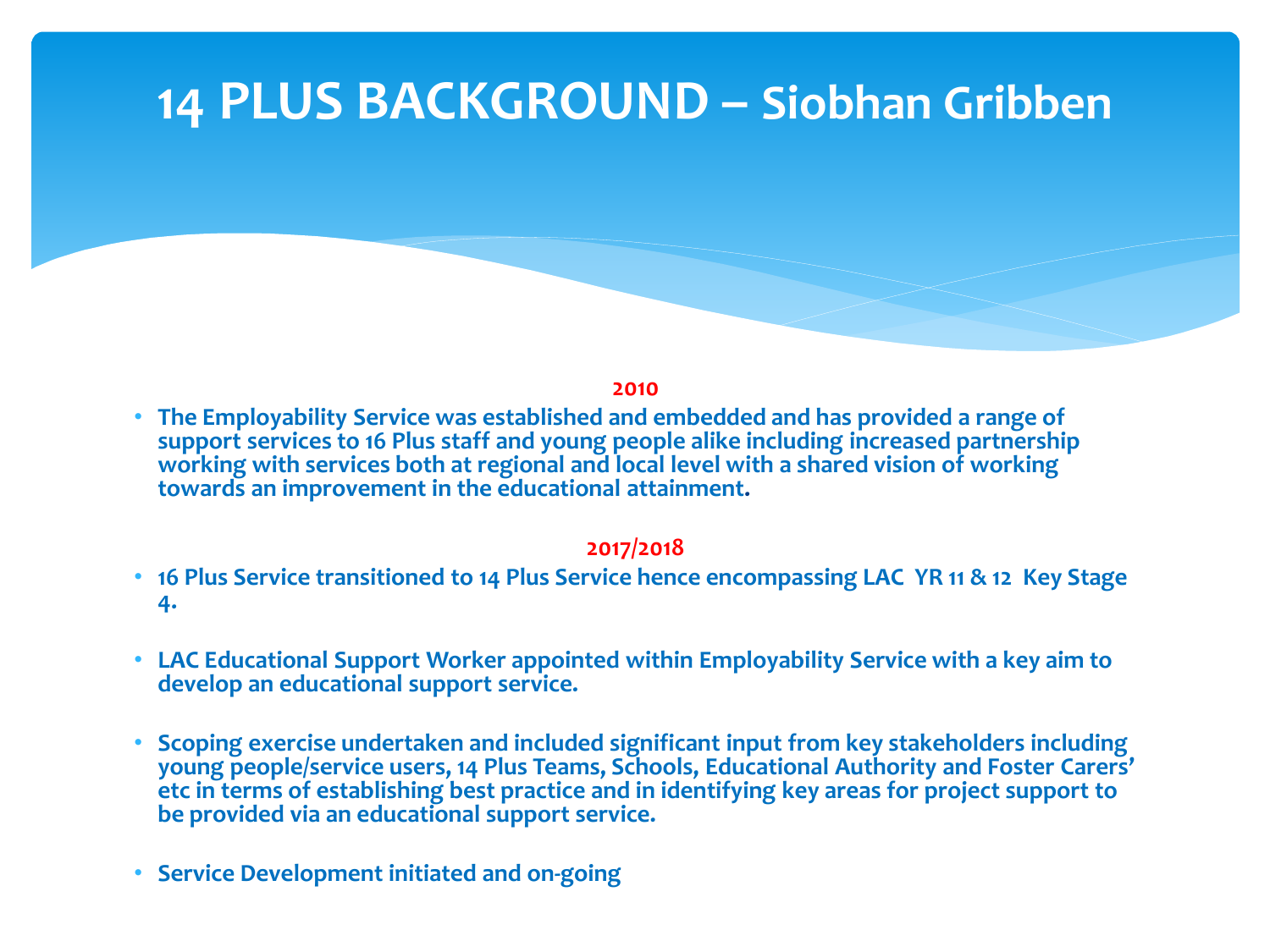# 14 PLUS BACKGROUND – Siobhan Gribben

**2010**

- **The Employability Service was established and embedded and has provided a range of support services to 16 Plus staff and young people alike including increased partnership working with services both at regional and local level with a shared vision of working towards an improvement in the educational attainment.**

**2017/2018**

- **16 Plus Service transitioned to 14 Plus Service hence encompassing LAC YR 11 & 12 Key Stage 4.**
- **LAC Educational Support Worker appointed within Employability Service with a key aim to develop an educational support service.**
- **Scoping exercise undertaken and included significant input from key stakeholders including young people/service users, 14 Plus Teams, Schools, Educational Authority and Foster Carers' etc in terms of establishing best practice and in identifying key areas for project support to be provided via an educational support service.**
- **Service Development initiated and on-going**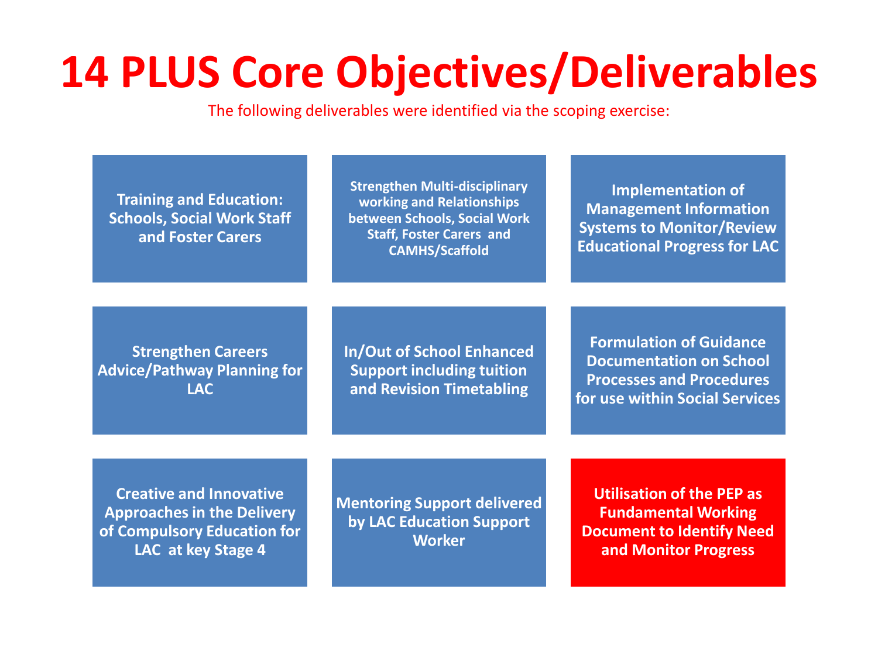# 14 PLUS Core Objectives/Deliverables

The following deliverables were identified via the scoping exercise:

- **Training and Education: Schools, Social Work Staff and Foster Carers**
- **Strengthen Multi-disciplinary working and Relationships between Schools, Social Work Staff, Foster Carers and CAMHS/Scaffold**
- **Implementation of Management Information Systems to Monitor/Review Educational Progress for LAC**
- **Strengthen Careers Advice/Pathway Planning for LAC**
- **In/Out of School Enhanced Support including tuition and Revision Timetabling**
- **Formulation of Guidance Documentation on School Processes and Procedures for use within Social Services**
- **Creative and Innovative Approaches in the Delivery of Compulsory Education for LAC at key Stage 4**
- **Mentoring Support delivered by LAC Education Support Worker**
- **Utilisation of the PEP as Fundamental Working Document to Identify Need and Monitor Progress**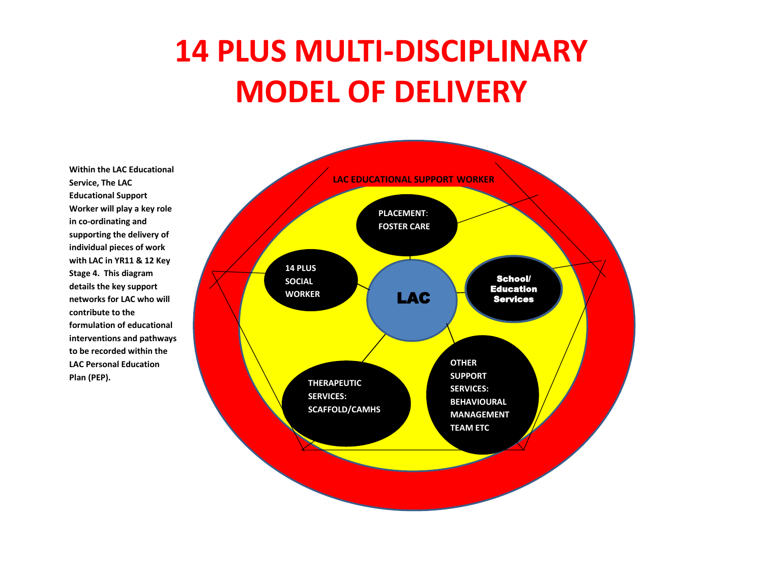# 14 PLUS MULTI-DISCIPLINARY MODEL OF DELIVERY

**Within the LAC Educational Service, The LAC Educational Support Worker will play a key role in co-ordinating and supporting the delivery of individual pieces of work with LAC in YR11 & 12 Key Stage 4. This diagram details the key support networks for LAC who will contribute to the formulation of educational interventions and pathways to be recorded within the LAC Personal Education Plan (PEP).**

LAC EDUCATIONAL SUPPORT WORKER

PLACEMENT: FOSTER CARE

14 PLUS SOCIAL WORKER

LAC

School/ Education Services

THERAPEUTIC SERVICES: SCAFFOLD/CAMHS

OTHER SUPPORT SERVICES: BEHAVIOURAL MANAGEMENT TEAM ETC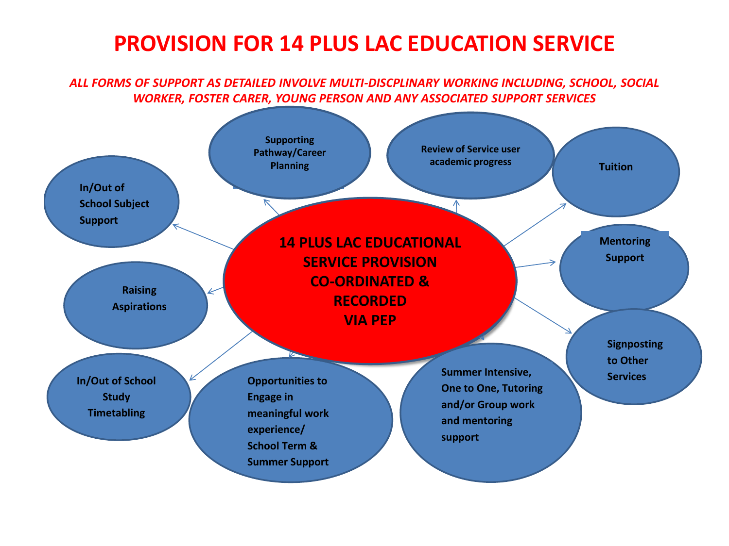# PROVISION FOR 14 PLUS LAC EDUCATION SERVICE

*ALL FORMS OF SUPPORT AS DETAILED INVOLVE MULTI-DISCPLINARY WORKING INCLUDING, SCHOOL, SOCIAL WORKER, FOSTER CARER, YOUNG PERSON AND ANY ASSOCIATED SUPPORT SERVICES*

**14 PLUS LAC EDUCATIONAL SERVICE PROVISION CO-ORDINATED & RECORDED VIA PEP**

- **In/Out of School Subject Support**
- **Supporting Pathway/Career Planning**
- **Review of Service user academic progress**
- **Tuition**
- **Mentoring Support**
- **Signposting to Other Services**
- **Summer Intensive, One to One, Tutoring and/or Group work and mentoring support**
- **Opportunities to Engage in meaningful work experience/ School Term & Summer Support**
- **In/Out of School Study Timetabling**
- **Raising Aspirations**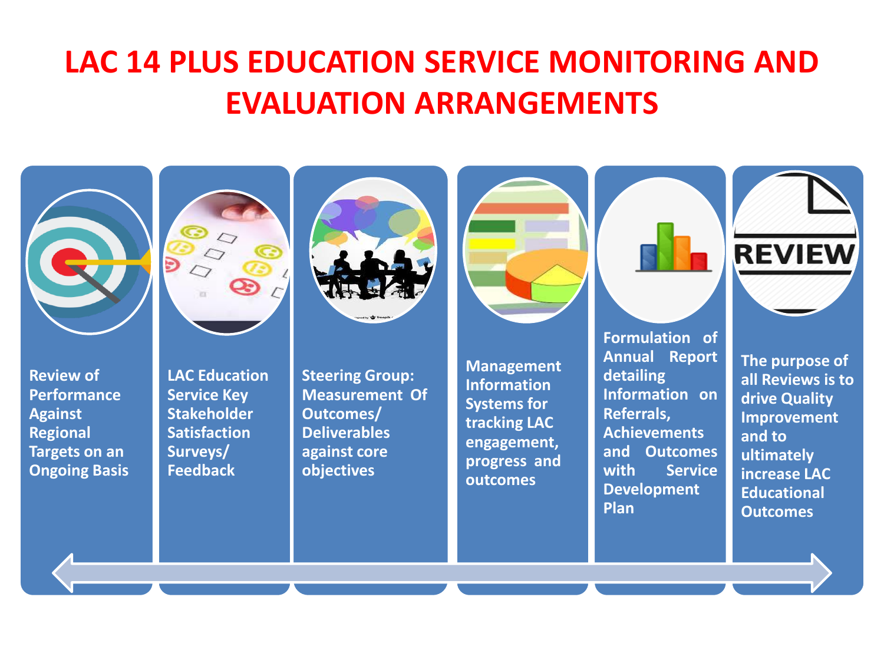# LAC 14 PLUS EDUCATION SERVICE MONITORING AND EVALUATION ARRANGEMENTS

- **Review of Performance Against Regional Targets on an Ongoing Basis**
- **LAC Education Service Key Stakeholder Satisfaction Surveys/ Feedback**
- **Steering Group: Measurement Of Outcomes/ Deliverables against core objectives**
- **Management Information Systems for tracking LAC engagement, progress and outcomes**
- **Formulation of Annual Report detailing Information on Referrals, Achievements and Outcomes with Service Development Plan**
- **The purpose of all Reviews is to drive Quality Improvement and to ultimately increase LAC Educational Outcomes**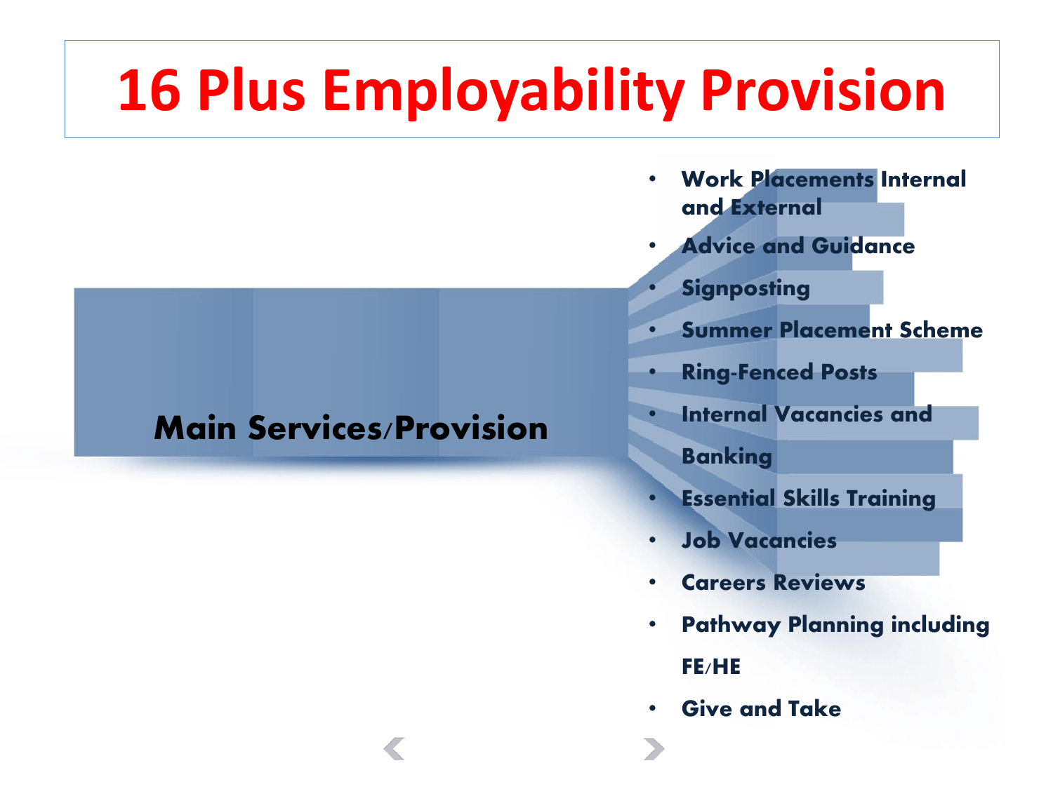# 16 Plus Employability Provision

**Main Services/Provision**

- **Work Placements Internal and External**
- **Advice and Guidance**
- **Signposting**
- **Summer Placement Scheme**
- **Ring-Fenced Posts**
- **Internal Vacancies and Banking**
- **Essential Skills Training**
- **Job Vacancies**
- **Careers Reviews**
- **Pathway Planning including FE/HE**
- **Give and Take**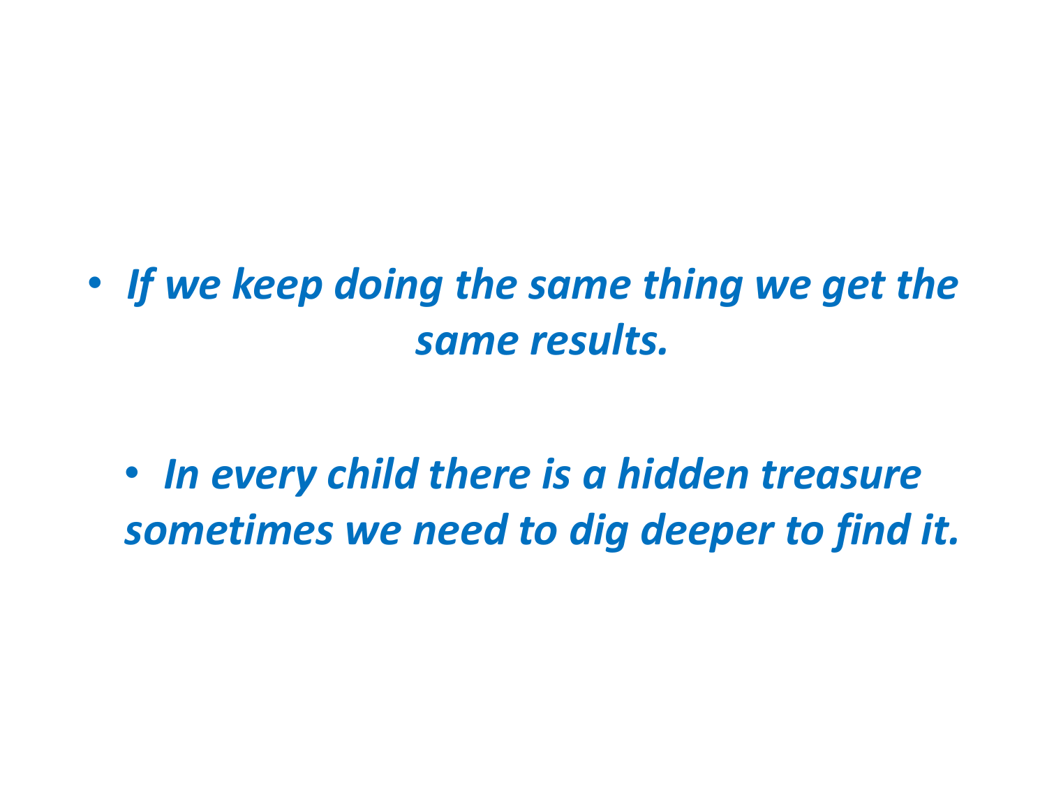- *If we keep doing the same thing we get the same results.*

- *In every child there is a hidden treasure sometimes we need to dig deeper to find it.*